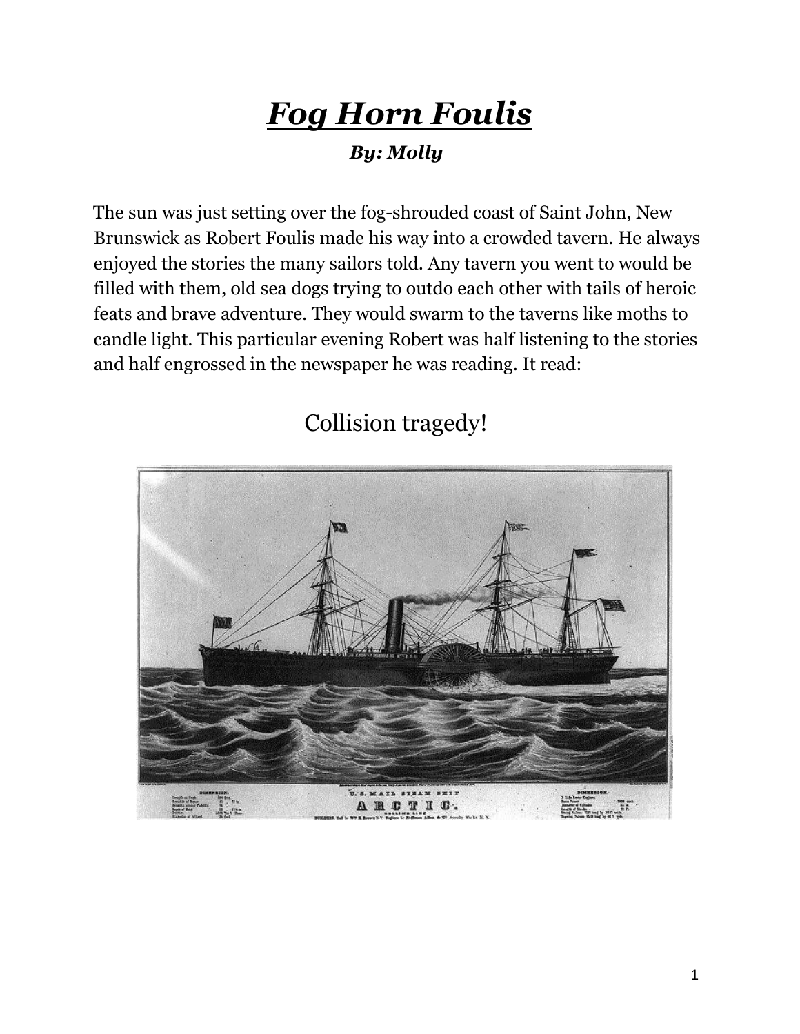# *Fog Horn Foulis*

***By: Molly***

The sun was just setting over the fog-shrouded coast of Saint John, New Brunswick as Robert Foulis made his way into a crowded tavern. He always enjoyed the stories the many sailors told. Any tavern you went to would be filled with them, old sea dogs trying to outdo each other with tails of heroic feats and brave adventure. They would swarm to the taverns like moths to candle light. This particular evening Robert was half listening to the stories and half engrossed in the newspaper he was reading. It read:

## Collision tragedy!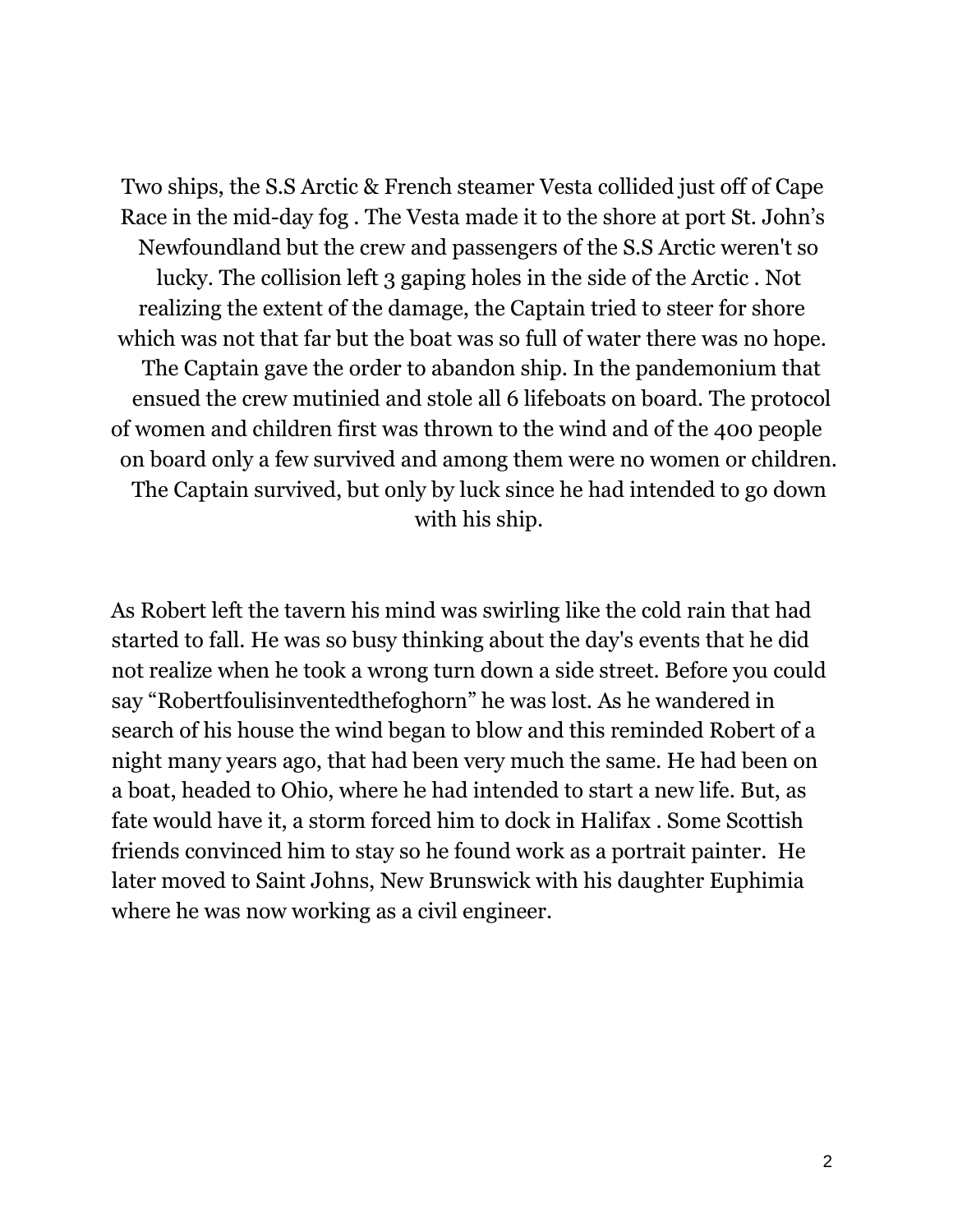Two ships, the S.S Arctic & French steamer Vesta collided just off of Cape Race in the mid-day fog . The Vesta made it to the shore at port St. John's Newfoundland but the crew and passengers of the S.S Arctic weren't so lucky. The collision left 3 gaping holes in the side of the Arctic . Not realizing the extent of the damage, the Captain tried to steer for shore which was not that far but the boat was so full of water there was no hope. The Captain gave the order to abandon ship. In the pandemonium that ensued the crew mutinied and stole all 6 lifeboats on board. The protocol of women and children first was thrown to the wind and of the 400 people on board only a few survived and among them were no women or children. The Captain survived, but only by luck since he had intended to go down with his ship.

As Robert left the tavern his mind was swirling like the cold rain that had started to fall. He was so busy thinking about the day's events that he did not realize when he took a wrong turn down a side street. Before you could say "Robertfoulisinventedthefoghorn" he was lost. As he wandered in search of his house the wind began to blow and this reminded Robert of a night many years ago, that had been very much the same. He had been on a boat, headed to Ohio, where he had intended to start a new life. But, as fate would have it, a storm forced him to dock in Halifax . Some Scottish friends convinced him to stay so he found work as a portrait painter. He later moved to Saint Johns, New Brunswick with his daughter Euphimia where he was now working as a civil engineer.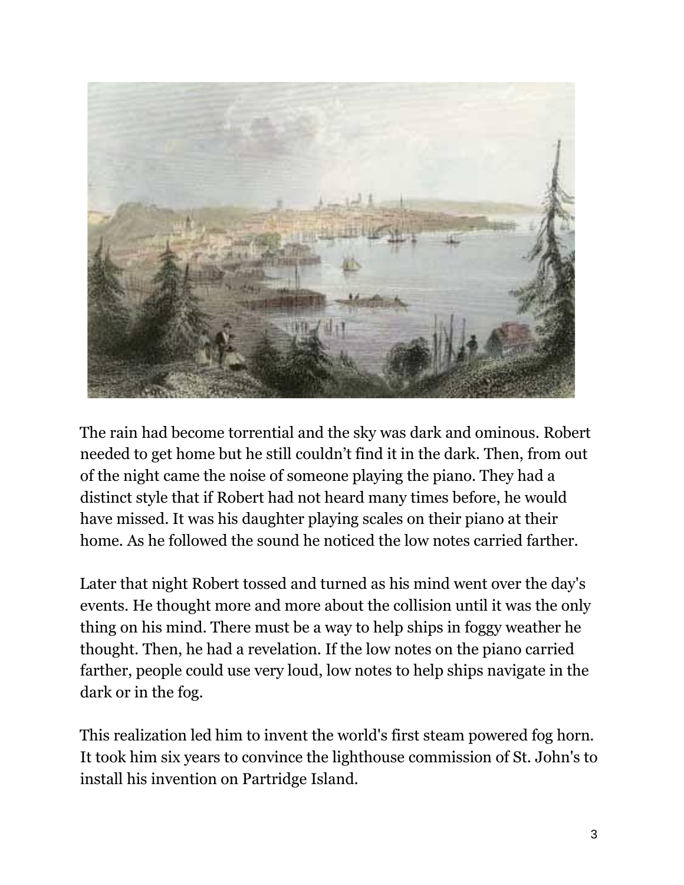The rain had become torrential and the sky was dark and ominous. Robert needed to get home but he still couldn't find it in the dark. Then, from out of the night came the noise of someone playing the piano. They had a distinct style that if Robert had not heard many times before, he would have missed. It was his daughter playing scales on their piano at their home. As he followed the sound he noticed the low notes carried farther.

Later that night Robert tossed and turned as his mind went over the day's events. He thought more and more about the collision until it was the only thing on his mind. There must be a way to help ships in foggy weather he thought. Then, he had a revelation. If the low notes on the piano carried farther, people could use very loud, low notes to help ships navigate in the dark or in the fog.

This realization led him to invent the world's first steam powered fog horn. It took him six years to convince the lighthouse commission of St. John's to install his invention on Partridge Island.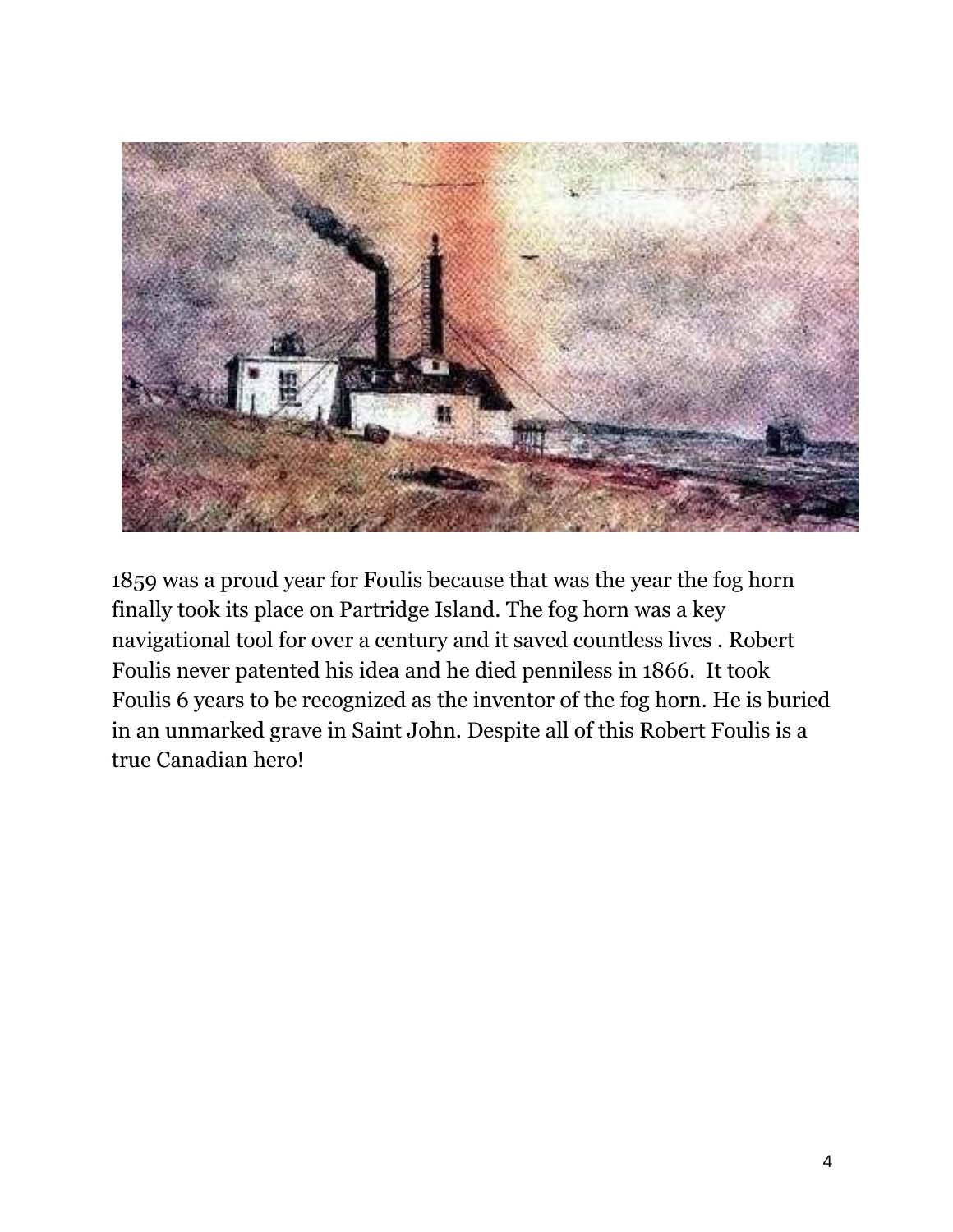1859 was a proud year for Foulis because that was the year the fog horn finally took its place on Partridge Island. The fog horn was a key navigational tool for over a century and it saved countless lives . Robert Foulis never patented his idea and he died penniless in 1866. It took Foulis 6 years to be recognized as the inventor of the fog horn. He is buried in an unmarked grave in Saint John. Despite all of this Robert Foulis is a true Canadian hero!